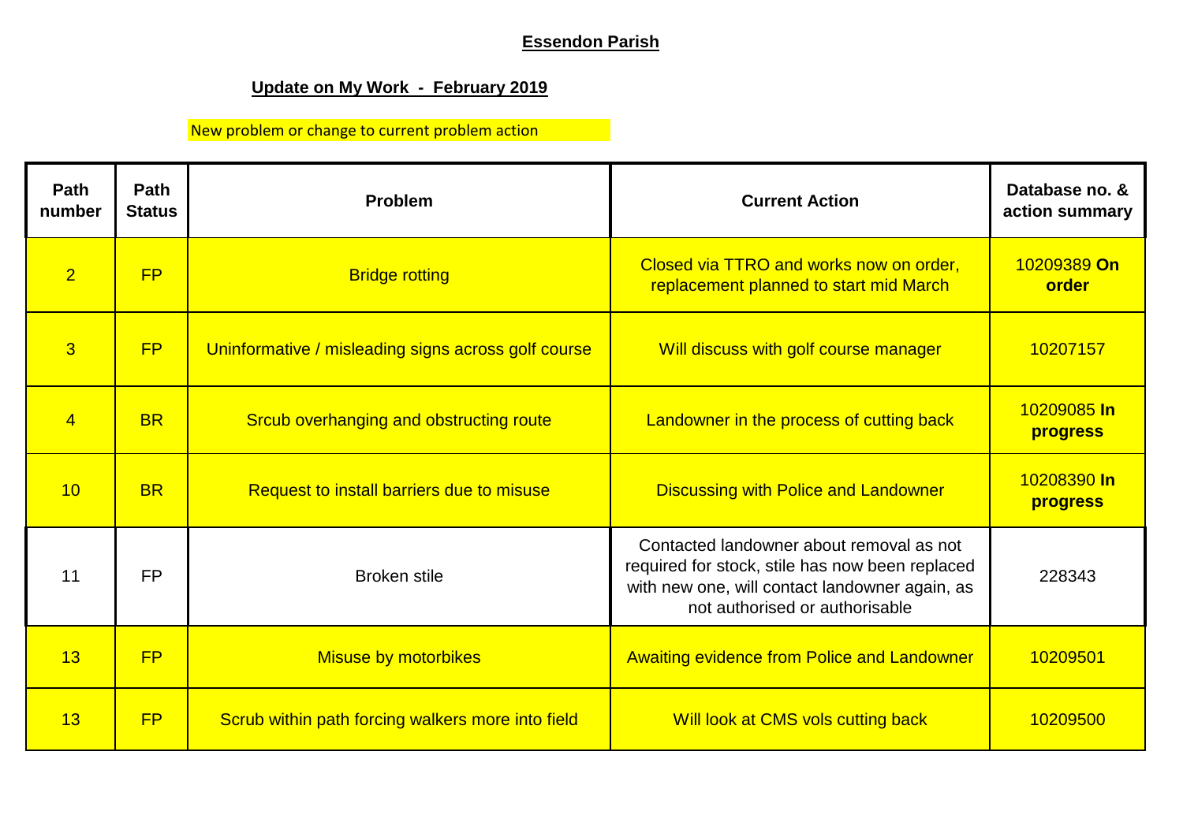**Essendon Parish**

**Update on My Work - February 2019**

New problem or change to current problem action

| Path number | Path Status | Problem | Current Action | Database no. & action summary |
|---|---|---|---|---|
| 2 | FP | Bridge rotting | Closed via TTRO and works now on order, replacement planned to start mid March | 10209389 **On order** |
| 3 | FP | Uninformative / misleading signs across golf course | Will discuss with golf course manager | 10207157 |
| 4 | BR | Srcub overhanging and obstructing route | Landowner in the process of cutting back | 10209085 **In progress** |
| 10 | BR | Request to install barriers due to misuse | Discussing with Police and Landowner | 10208390 **In progress** |
| 11 | FP | Broken stile | Contacted landowner about removal as not required for stock, stile has now been replaced with new one, will contact landowner again, as not authorised or authorisable | 228343 |
| 13 | FP | Misuse by motorbikes | Awaiting evidence from Police and Landowner | 10209501 |
| 13 | FP | Scrub within path forcing walkers more into field | Will look at CMS vols cutting back | 10209500 |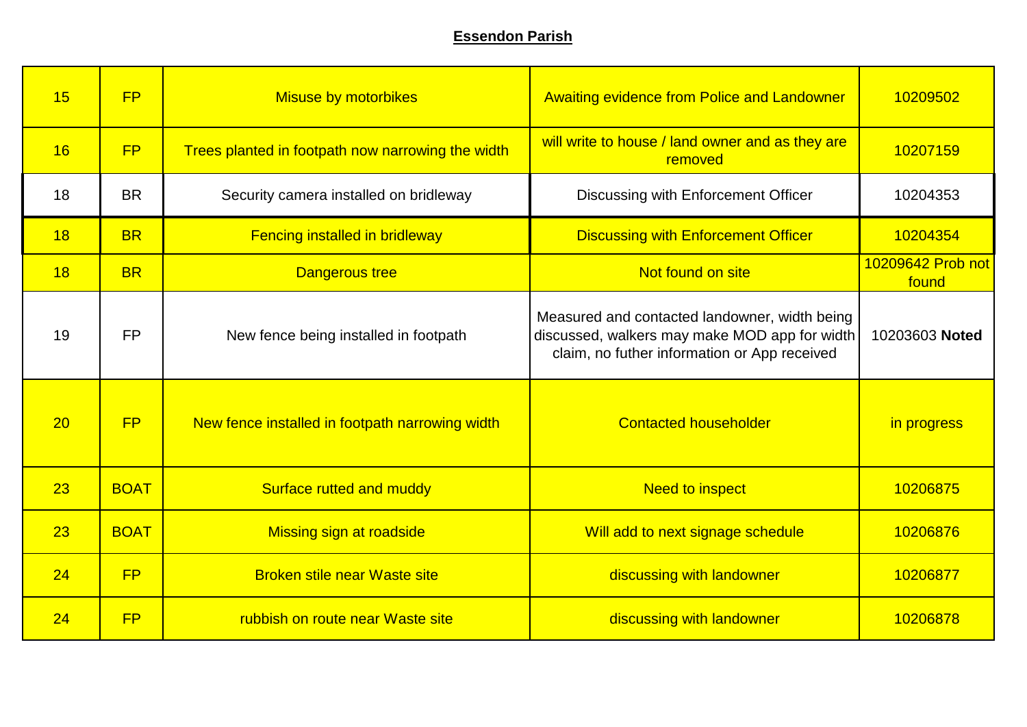**Essendon Parish**

| | | | | |
|---|---|---|---|---|
| 15 | FP | Misuse by motorbikes | Awaiting evidence from Police and Landowner | 10209502 |
| 16 | FP | Trees planted in footpath now narrowing the width | will write to house / land owner and as they are removed | 10207159 |
| 18 | BR | Security camera installed on bridleway | Discussing with Enforcement Officer | 10204353 |
| 18 | BR | Fencing installed in bridleway | Discussing with Enforcement Officer | 10204354 |
| 18 | BR | Dangerous tree | Not found on site | 10209642 Prob not found |
| 19 | FP | New fence being installed in footpath | Measured and contacted landowner, width being discussed, walkers may make MOD app for width claim, no futher information or App received | 10203603 **Noted** |
| 20 | FP | New fence installed in footpath narrowing width | Contacted householder | in progress |
| 23 | BOAT | Surface rutted and muddy | Need to inspect | 10206875 |
| 23 | BOAT | Missing sign at roadside | Will add to next signage schedule | 10206876 |
| 24 | FP | Broken stile near Waste site | discussing with landowner | 10206877 |
| 24 | FP | rubbish on route near Waste site | discussing with landowner | 10206878 |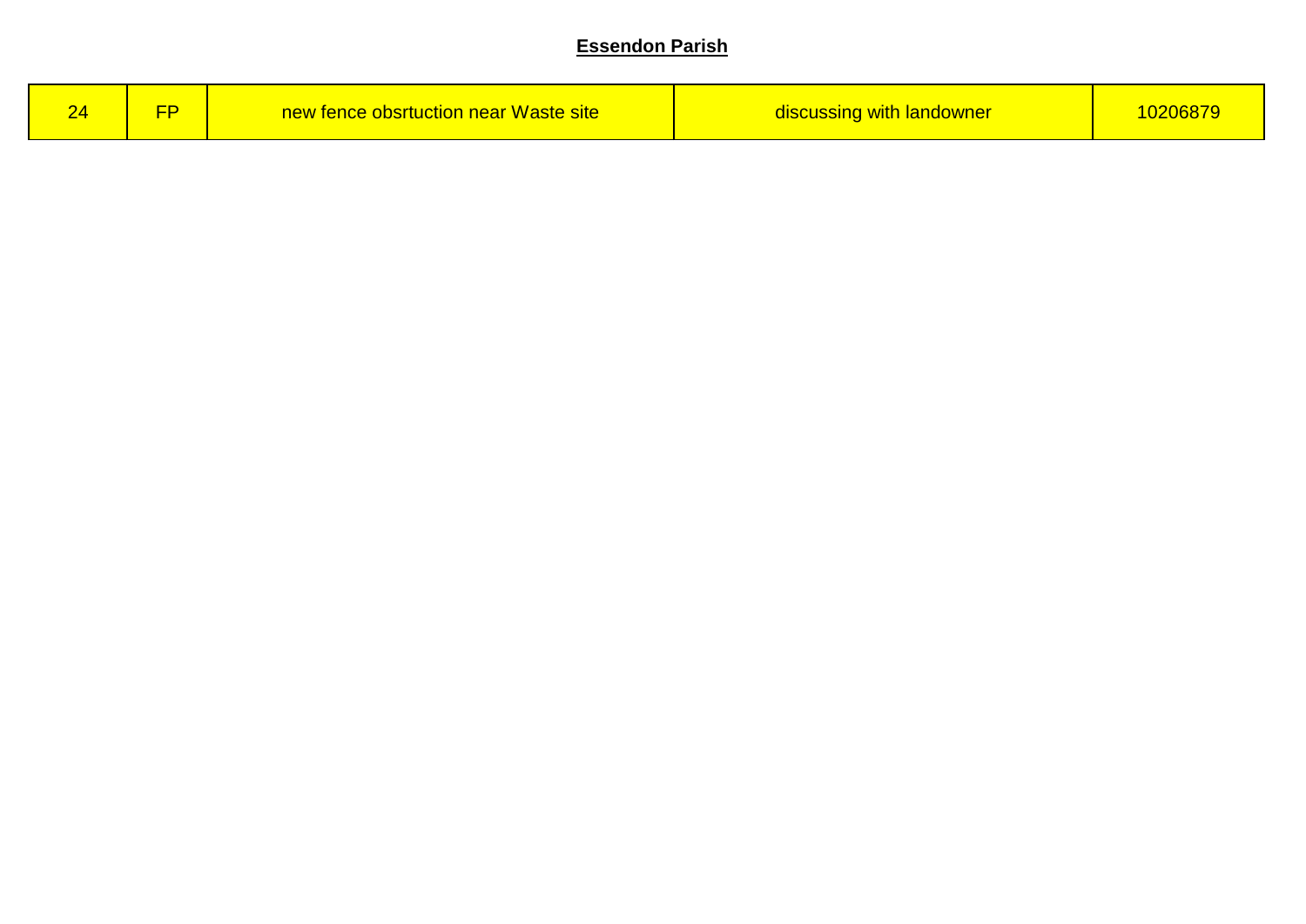**Essendon Parish**

| | | | | |
|---|---|---|---|---|
| 24 | FP | new fence obsrtuction near Waste site | discussing with landowner | 10206879 |